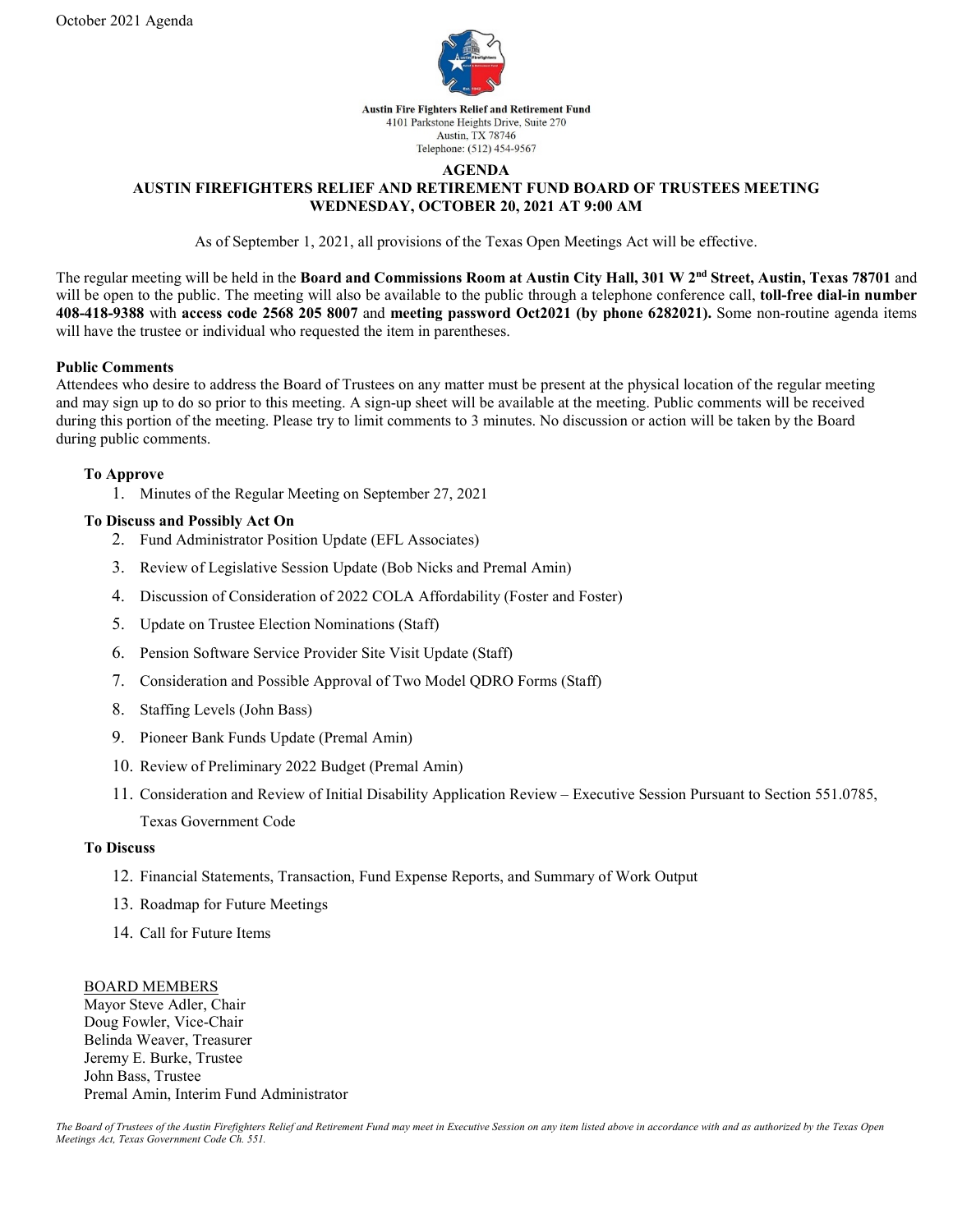October 2021 Agenda

**Austin Fire Fighters Relief and Retirement Fund**
4101 Parkstone Heights Drive, Suite 270
Austin, TX 78746
Telephone: (512) 454-9567

# AGENDA
## AUSTIN FIREFIGHTERS RELIEF AND RETIREMENT FUND BOARD OF TRUSTEES MEETING
## WEDNESDAY, OCTOBER 20, 2021 AT 9:00 AM

As of September 1, 2021, all provisions of the Texas Open Meetings Act will be effective.

The regular meeting will be held in the **Board and Commissions Room at Austin City Hall, 301 W 2nd Street, Austin, Texas 78701** and will be open to the public. The meeting will also be available to the public through a telephone conference call, **toll-free dial-in number 408-418-9388** with **access code 2568 205 8007** and **meeting password Oct2021 (by phone 6282021).** Some non-routine agenda items will have the trustee or individual who requested the item in parentheses.

**Public Comments**
Attendees who desire to address the Board of Trustees on any matter must be present at the physical location of the regular meeting and may sign up to do so prior to this meeting. A sign-up sheet will be available at the meeting. Public comments will be received during this portion of the meeting. Please try to limit comments to 3 minutes. No discussion or action will be taken by the Board during public comments.

**To Approve**

1. Minutes of the Regular Meeting on September 27, 2021

**To Discuss and Possibly Act On**

2. Fund Administrator Position Update (EFL Associates)
3. Review of Legislative Session Update (Bob Nicks and Premal Amin)
4. Discussion of Consideration of 2022 COLA Affordability (Foster and Foster)
5. Update on Trustee Election Nominations (Staff)
6. Pension Software Service Provider Site Visit Update (Staff)
7. Consideration and Possible Approval of Two Model QDRO Forms (Staff)
8. Staffing Levels (John Bass)
9. Pioneer Bank Funds Update (Premal Amin)
10. Review of Preliminary 2022 Budget (Premal Amin)
11. Consideration and Review of Initial Disability Application Review – Executive Session Pursuant to Section 551.0785, Texas Government Code

**To Discuss**

12. Financial Statements, Transaction, Fund Expense Reports, and Summary of Work Output
13. Roadmap for Future Meetings
14. Call for Future Items

BOARD MEMBERS
Mayor Steve Adler, Chair
Doug Fowler, Vice-Chair
Belinda Weaver, Treasurer
Jeremy E. Burke, Trustee
John Bass, Trustee
Premal Amin, Interim Fund Administrator

*The Board of Trustees of the Austin Firefighters Relief and Retirement Fund may meet in Executive Session on any item listed above in accordance with and as authorized by the Texas Open Meetings Act, Texas Government Code Ch. 551.*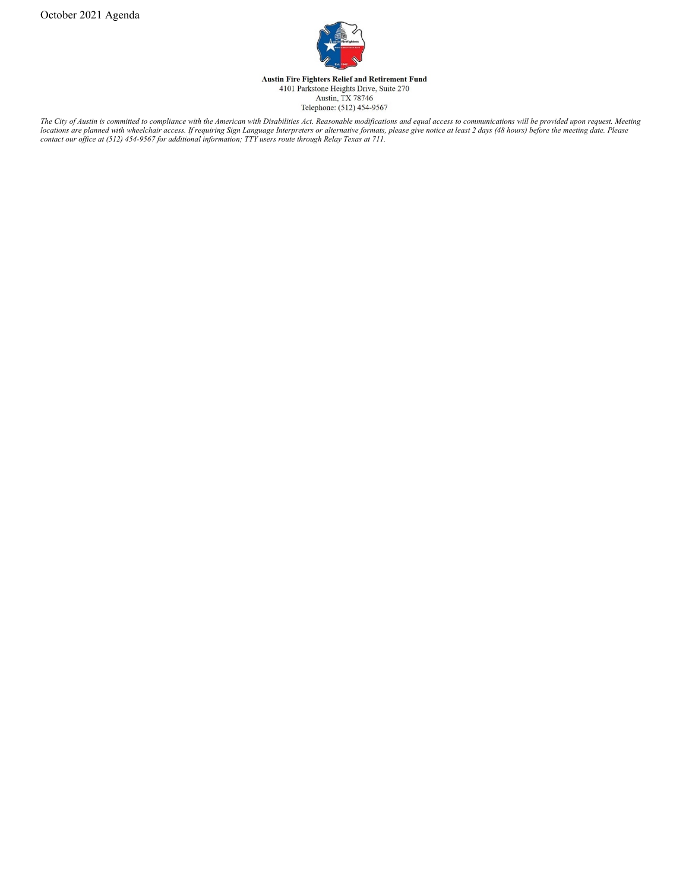October 2021 Agenda

**Austin Fire Fighters Relief and Retirement Fund**
4101 Parkstone Heights Drive, Suite 270
Austin, TX 78746
Telephone: (512) 454-9567

*The City of Austin is committed to compliance with the American with Disabilities Act. Reasonable modifications and equal access to communications will be provided upon request. Meeting locations are planned with wheelchair access. If requiring Sign Language Interpreters or alternative formats, please give notice at least 2 days (48 hours) before the meeting date. Please contact our office at (512) 454-9567 for additional information; TTY users route through Relay Texas at 711.*